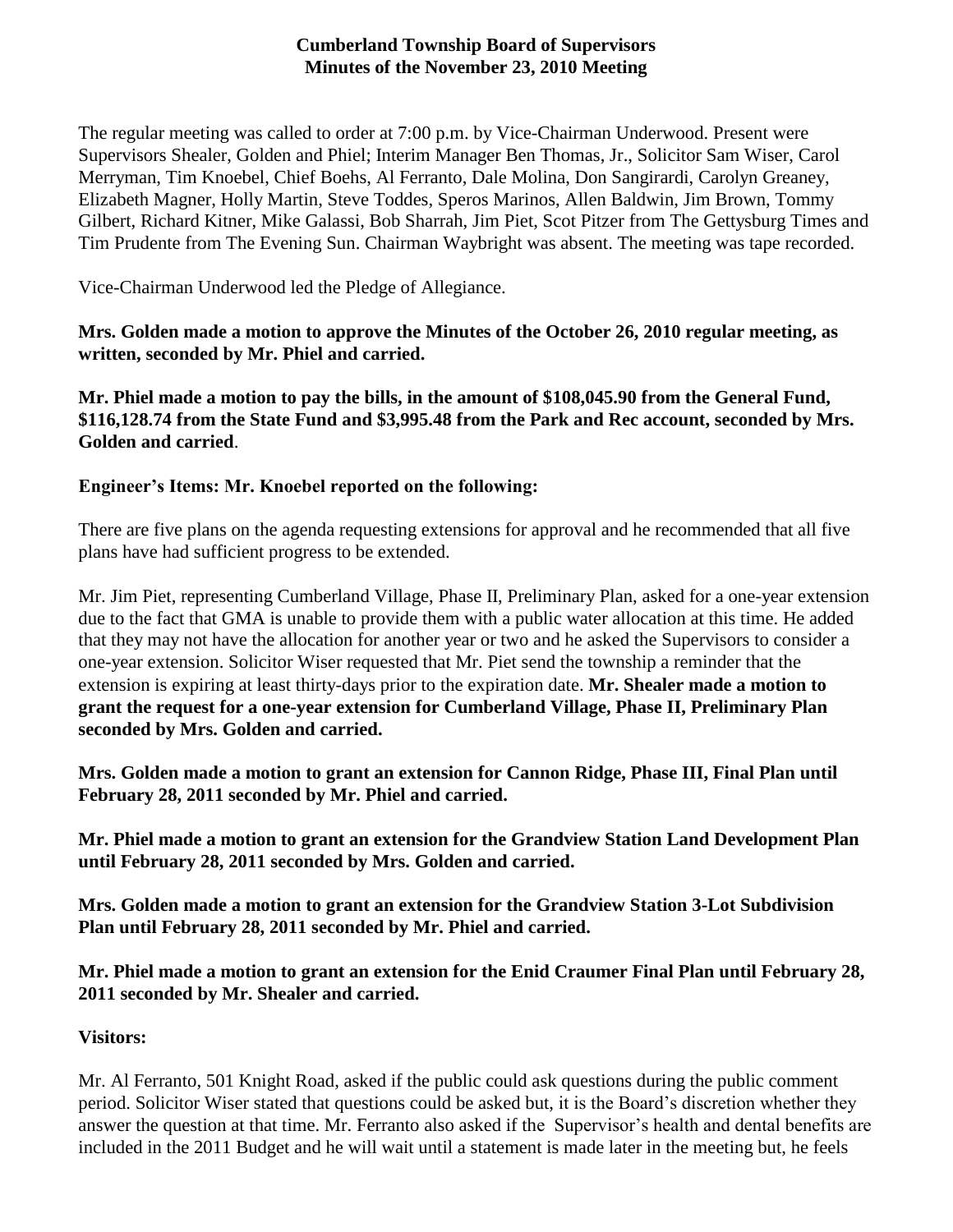# Cumberland Township Board of Supervisors
## Minutes of the November 23, 2010 Meeting

The regular meeting was called to order at 7:00 p.m. by Vice-Chairman Underwood. Present were Supervisors Shealer, Golden and Phiel; Interim Manager Ben Thomas, Jr., Solicitor Sam Wiser, Carol Merryman, Tim Knoebel, Chief Boehs, Al Ferranto, Dale Molina, Don Sangirardi, Carolyn Greaney, Elizabeth Magner, Holly Martin, Steve Toddes, Speros Marinos, Allen Baldwin, Jim Brown, Tommy Gilbert, Richard Kitner, Mike Galassi, Bob Sharrah, Jim Piet, Scot Pitzer from The Gettysburg Times and Tim Prudente from The Evening Sun. Chairman Waybright was absent. The meeting was tape recorded.

Vice-Chairman Underwood led the Pledge of Allegiance.

**Mrs. Golden made a motion to approve the Minutes of the October 26, 2010 regular meeting, as written, seconded by Mr. Phiel and carried.**

**Mr. Phiel made a motion to pay the bills, in the amount of $108,045.90 from the General Fund, $116,128.74 from the State Fund and $3,995.48 from the Park and Rec account, seconded by Mrs. Golden and carried**.

**Engineer's Items: Mr. Knoebel reported on the following:**

There are five plans on the agenda requesting extensions for approval and he recommended that all five plans have had sufficient progress to be extended.

Mr. Jim Piet, representing Cumberland Village, Phase II, Preliminary Plan, asked for a one-year extension due to the fact that GMA is unable to provide them with a public water allocation at this time. He added that they may not have the allocation for another year or two and he asked the Supervisors to consider a one-year extension. Solicitor Wiser requested that Mr. Piet send the township a reminder that the extension is expiring at least thirty-days prior to the expiration date. **Mr. Shealer made a motion to grant the request for a one-year extension for Cumberland Village, Phase II, Preliminary Plan seconded by Mrs. Golden and carried.**

**Mrs. Golden made a motion to grant an extension for Cannon Ridge, Phase III, Final Plan until February 28, 2011 seconded by Mr. Phiel and carried.**

**Mr. Phiel made a motion to grant an extension for the Grandview Station Land Development Plan until February 28, 2011 seconded by Mrs. Golden and carried.**

**Mrs. Golden made a motion to grant an extension for the Grandview Station 3-Lot Subdivision Plan until February 28, 2011 seconded by Mr. Phiel and carried.**

**Mr. Phiel made a motion to grant an extension for the Enid Craumer Final Plan until February 28, 2011 seconded by Mr. Shealer and carried.**

**Visitors:**

Mr. Al Ferranto, 501 Knight Road, asked if the public could ask questions during the public comment period. Solicitor Wiser stated that questions could be asked but, it is the Board's discretion whether they answer the question at that time. Mr. Ferranto also asked if the Supervisor's health and dental benefits are included in the 2011 Budget and he will wait until a statement is made later in the meeting but, he feels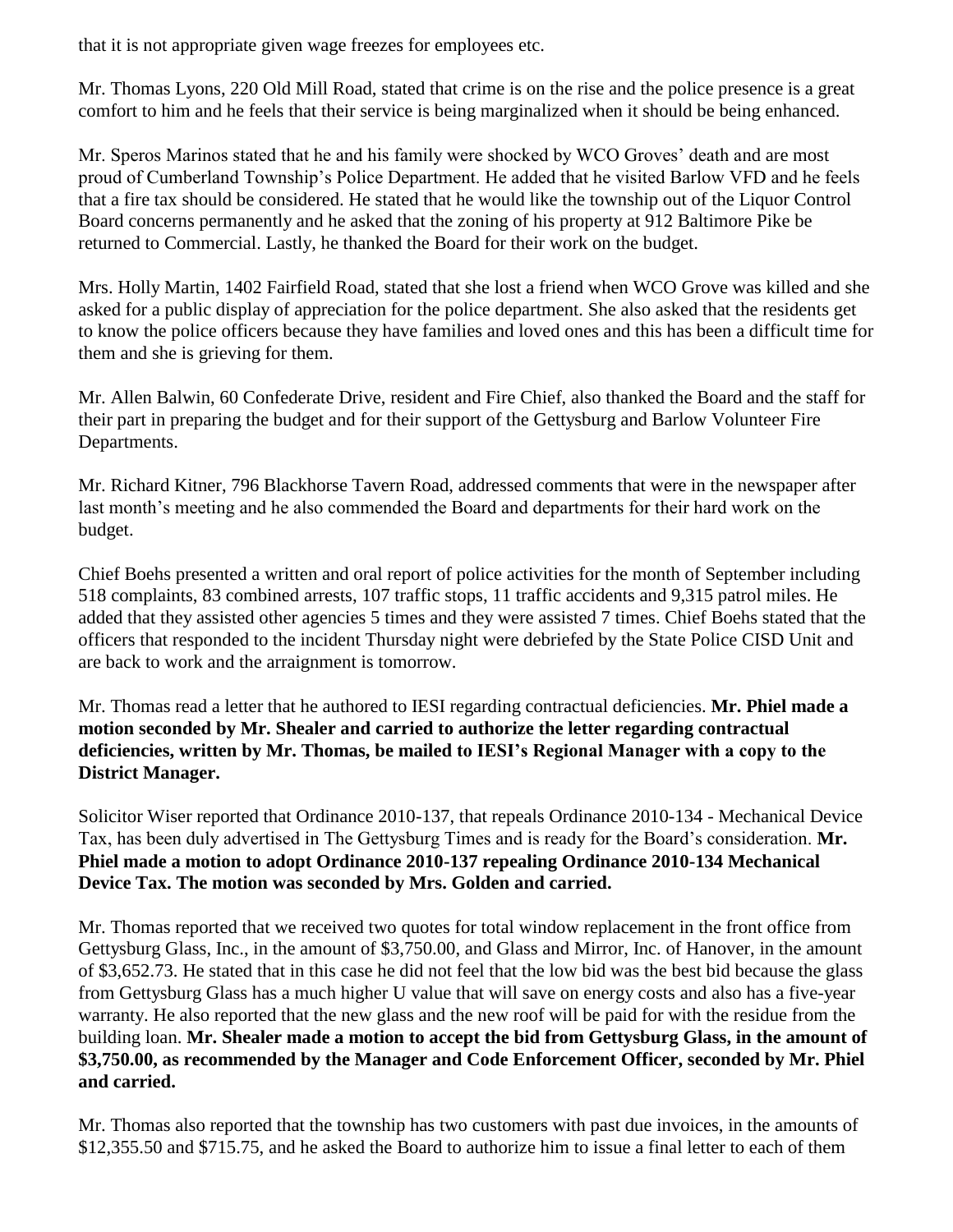that it is not appropriate given wage freezes for employees etc.

Mr. Thomas Lyons, 220 Old Mill Road, stated that crime is on the rise and the police presence is a great comfort to him and he feels that their service is being marginalized when it should be being enhanced.

Mr. Speros Marinos stated that he and his family were shocked by WCO Groves' death and are most proud of Cumberland Township's Police Department. He added that he visited Barlow VFD and he feels that a fire tax should be considered. He stated that he would like the township out of the Liquor Control Board concerns permanently and he asked that the zoning of his property at 912 Baltimore Pike be returned to Commercial. Lastly, he thanked the Board for their work on the budget.

Mrs. Holly Martin, 1402 Fairfield Road, stated that she lost a friend when WCO Grove was killed and she asked for a public display of appreciation for the police department. She also asked that the residents get to know the police officers because they have families and loved ones and this has been a difficult time for them and she is grieving for them.

Mr. Allen Balwin, 60 Confederate Drive, resident and Fire Chief, also thanked the Board and the staff for their part in preparing the budget and for their support of the Gettysburg and Barlow Volunteer Fire Departments.

Mr. Richard Kitner, 796 Blackhorse Tavern Road, addressed comments that were in the newspaper after last month's meeting and he also commended the Board and departments for their hard work on the budget.

Chief Boehs presented a written and oral report of police activities for the month of September including 518 complaints, 83 combined arrests, 107 traffic stops, 11 traffic accidents and 9,315 patrol miles. He added that they assisted other agencies 5 times and they were assisted 7 times. Chief Boehs stated that the officers that responded to the incident Thursday night were debriefed by the State Police CISD Unit and are back to work and the arraignment is tomorrow.

Mr. Thomas read a letter that he authored to IESI regarding contractual deficiencies. **Mr. Phiel made a motion seconded by Mr. Shealer and carried to authorize the letter regarding contractual deficiencies, written by Mr. Thomas, be mailed to IESI's Regional Manager with a copy to the District Manager.**

Solicitor Wiser reported that Ordinance 2010-137, that repeals Ordinance 2010-134 - Mechanical Device Tax, has been duly advertised in The Gettysburg Times and is ready for the Board's consideration. **Mr. Phiel made a motion to adopt Ordinance 2010-137 repealing Ordinance 2010-134 Mechanical Device Tax. The motion was seconded by Mrs. Golden and carried.**

Mr. Thomas reported that we received two quotes for total window replacement in the front office from Gettysburg Glass, Inc., in the amount of $3,750.00, and Glass and Mirror, Inc. of Hanover, in the amount of $3,652.73. He stated that in this case he did not feel that the low bid was the best bid because the glass from Gettysburg Glass has a much higher U value that will save on energy costs and also has a five-year warranty. He also reported that the new glass and the new roof will be paid for with the residue from the building loan. **Mr. Shealer made a motion to accept the bid from Gettysburg Glass, in the amount of $3,750.00, as recommended by the Manager and Code Enforcement Officer, seconded by Mr. Phiel and carried.**

Mr. Thomas also reported that the township has two customers with past due invoices, in the amounts of $12,355.50 and $715.75, and he asked the Board to authorize him to issue a final letter to each of them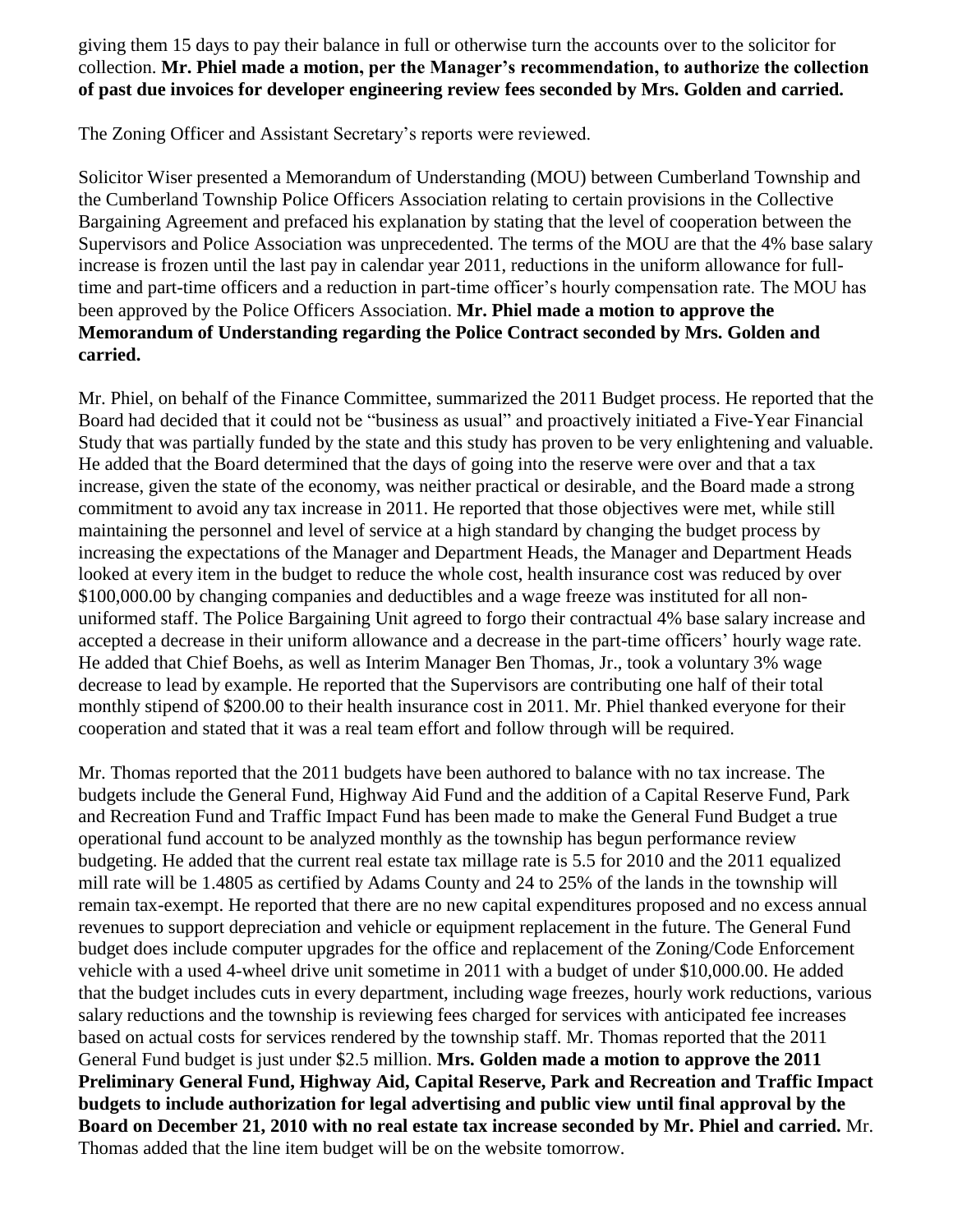giving them 15 days to pay their balance in full or otherwise turn the accounts over to the solicitor for collection. **Mr. Phiel made a motion, per the Manager's recommendation, to authorize the collection of past due invoices for developer engineering review fees seconded by Mrs. Golden and carried.**

The Zoning Officer and Assistant Secretary's reports were reviewed.

Solicitor Wiser presented a Memorandum of Understanding (MOU) between Cumberland Township and the Cumberland Township Police Officers Association relating to certain provisions in the Collective Bargaining Agreement and prefaced his explanation by stating that the level of cooperation between the Supervisors and Police Association was unprecedented. The terms of the MOU are that the 4% base salary increase is frozen until the last pay in calendar year 2011, reductions in the uniform allowance for full-time and part-time officers and a reduction in part-time officer's hourly compensation rate. The MOU has been approved by the Police Officers Association. **Mr. Phiel made a motion to approve the Memorandum of Understanding regarding the Police Contract seconded by Mrs. Golden and carried.**

Mr. Phiel, on behalf of the Finance Committee, summarized the 2011 Budget process. He reported that the Board had decided that it could not be "business as usual" and proactively initiated a Five-Year Financial Study that was partially funded by the state and this study has proven to be very enlightening and valuable. He added that the Board determined that the days of going into the reserve were over and that a tax increase, given the state of the economy, was neither practical or desirable, and the Board made a strong commitment to avoid any tax increase in 2011. He reported that those objectives were met, while still maintaining the personnel and level of service at a high standard by changing the budget process by increasing the expectations of the Manager and Department Heads, the Manager and Department Heads looked at every item in the budget to reduce the whole cost, health insurance cost was reduced by over $100,000.00 by changing companies and deductibles and a wage freeze was instituted for all non-uniformed staff. The Police Bargaining Unit agreed to forgo their contractual 4% base salary increase and accepted a decrease in their uniform allowance and a decrease in the part-time officers' hourly wage rate. He added that Chief Boehs, as well as Interim Manager Ben Thomas, Jr., took a voluntary 3% wage decrease to lead by example. He reported that the Supervisors are contributing one half of their total monthly stipend of $200.00 to their health insurance cost in 2011. Mr. Phiel thanked everyone for their cooperation and stated that it was a real team effort and follow through will be required.

Mr. Thomas reported that the 2011 budgets have been authored to balance with no tax increase. The budgets include the General Fund, Highway Aid Fund and the addition of a Capital Reserve Fund, Park and Recreation Fund and Traffic Impact Fund has been made to make the General Fund Budget a true operational fund account to be analyzed monthly as the township has begun performance review budgeting. He added that the current real estate tax millage rate is 5.5 for 2010 and the 2011 equalized mill rate will be 1.4805 as certified by Adams County and 24 to 25% of the lands in the township will remain tax-exempt. He reported that there are no new capital expenditures proposed and no excess annual revenues to support depreciation and vehicle or equipment replacement in the future. The General Fund budget does include computer upgrades for the office and replacement of the Zoning/Code Enforcement vehicle with a used 4-wheel drive unit sometime in 2011 with a budget of under $10,000.00. He added that the budget includes cuts in every department, including wage freezes, hourly work reductions, various salary reductions and the township is reviewing fees charged for services with anticipated fee increases based on actual costs for services rendered by the township staff. Mr. Thomas reported that the 2011 General Fund budget is just under $2.5 million. **Mrs. Golden made a motion to approve the 2011 Preliminary General Fund, Highway Aid, Capital Reserve, Park and Recreation and Traffic Impact budgets to include authorization for legal advertising and public view until final approval by the Board on December 21, 2010 with no real estate tax increase seconded by Mr. Phiel and carried.** Mr. Thomas added that the line item budget will be on the website tomorrow.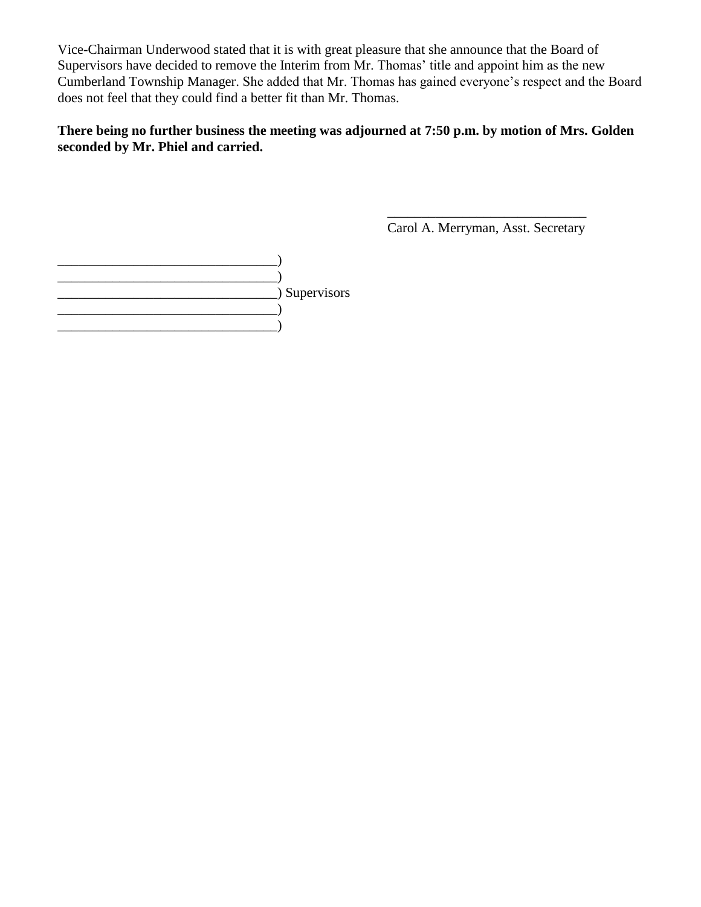Vice-Chairman Underwood stated that it is with great pleasure that she announce that the Board of Supervisors have decided to remove the Interim from Mr. Thomas' title and appoint him as the new Cumberland Township Manager. She added that Mr. Thomas has gained everyone's respect and the Board does not feel that they could find a better fit than Mr. Thomas.

**There being no further business the meeting was adjourned at 7:50 p.m. by motion of Mrs. Golden seconded by Mr. Phiel and carried.**

_____________________________
Carol A. Merryman, Asst. Secretary

_________________________________)
_________________________________)
_________________________________) Supervisors
_________________________________)
_________________________________)